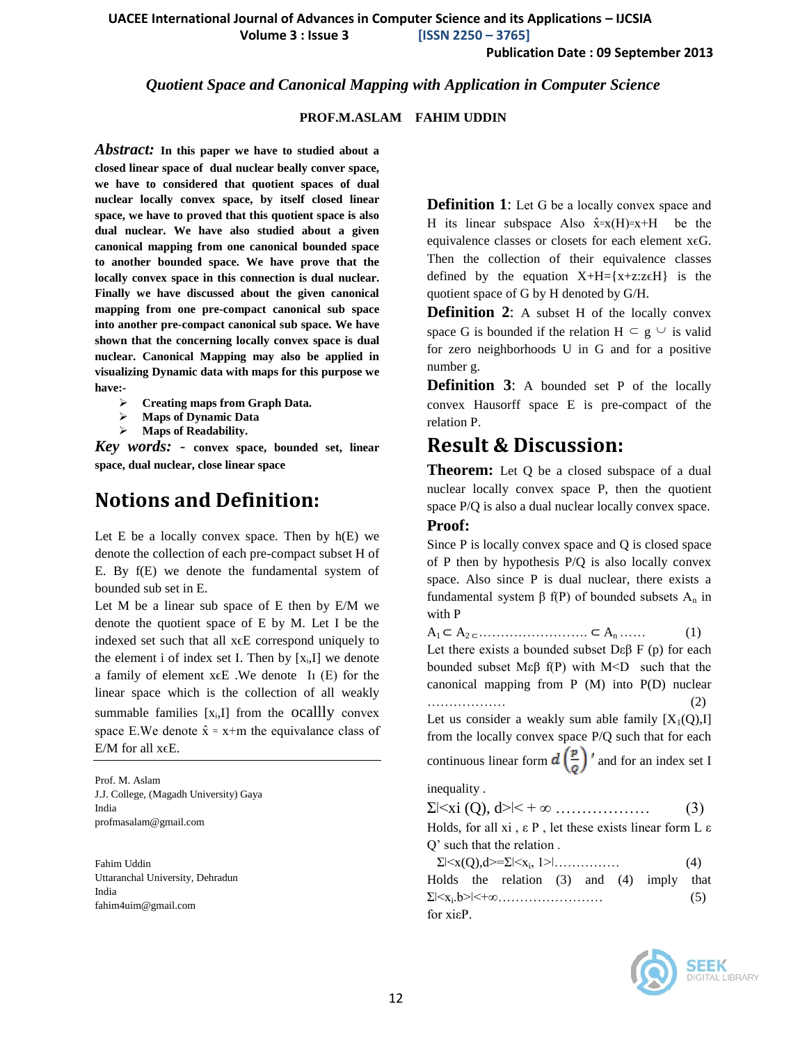*Quotient Space and Canonical Mapping with Application in Computer Science*

**PROF.M.ASLAM FAHIM UDDIN**

***Abstract:*** **In this paper we have to studied about a closed linear space of dual nuclear beally conver space, we have to considered that quotient spaces of dual nuclear locally convex space, by itself closed linear space, we have to proved that this quotient space is also dual nuclear. We have also studied about a given canonical mapping from one canonical bounded space to another bounded space. We have prove that the locally convex space in this connection is dual nuclear. Finally we have discussed about the given canonical mapping from one pre-compact canonical sub space into another pre-compact canonical sub space. We have shown that the concerning locally convex space is dual nuclear. Canonical Mapping may also be applied in visualizing Dynamic data with maps for this purpose we have:-**

- **Creating maps from Graph Data.**
- **Maps of Dynamic Data**
- **Maps of Readability.**

***Key words:*** - **convex space, bounded set, linear space, dual nuclear, close linear space**

# Notions and Definition:

Let E be a locally convex space. Then by h(E) we denote the collection of each pre-compact subset H of E. By f(E) we denote the fundamental system of bounded sub set in E.

Let M be a linear sub space of E then by E/M we denote the quotient space of E by M. Let I be the indexed set such that all xϵE correspond uniquely to the element i of index set I. Then by $[x_i,I]$ we denote a family of element xϵE .We denote $I_1$ (E) for the linear space which is the collection of all weakly summable families $[x_i,I]$ from the ocallly convex space E.We denote $\hat{x}$ = x+m the equivalance class of E/M for all xϵE.

---

Prof. M. Aslam
J.J. College, (Magadh University) Gaya
India
profmasalam@gmail.com

Fahim Uddin
Uttaranchal University, Dehradun
India
fahim4uim@gmail.com

**Definition 1**: Let G be a locally convex space and H its linear subspace Also $\hat{x}$=x(H)=x+H be the equivalence classes or closets for each element xϵG. Then the collection of their equivalence classes defined by the equation X+H={x+z:zϵH} is the quotient space of G by H denoted by G/H.

**Definition 2**: A subset H of the locally convex space G is bounded if the relation $H \subset g \cup$ is valid for zero neighborhoods U in G and for a positive number g.

**Definition 3**: A bounded set P of the locally convex Hausorff space E is pre-compact of the relation P.

# Result & Discussion:

**Theorem:** Let Q be a closed subspace of a dual nuclear locally convex space P, then the quotient space P/Q is also a dual nuclear locally convex space.

**Proof:**

Since P is locally convex space and Q is closed space of P then by hypothesis P/Q is also locally convex space. Also since P is dual nuclear, there exists a fundamental system β f(P) of bounded subsets $A_n$ in with P

$A_1 \subset A_2 \subset$……………………. $\subset A_n$ …… (1)

Let there exists a bounded subset Dεβ F (p) for each bounded subset Mεβ f(P) with M<D such that the canonical mapping from P (M) into P(D) nuclear ……………… (2)

Let us consider a weakly sum able family $[X_1(Q),I]$ from the locally convex space P/Q such that for each continuous linear form $d\left(\frac{P}{Q}\right)'$ and for an index set I inequality .

Σ|<xi (Q), d>|< + ∞ ……………… (3)

Holds, for all xi , ε P , let these exists linear form L ε Q' such that the relation .

Σ|<x(Q),d>=Σ|<$x_i$, 1>|…………… (4)

Holds the relation (3) and (4) imply that Σ|<$x_i$.b>|<+∞…………………… (5)

for xiεP.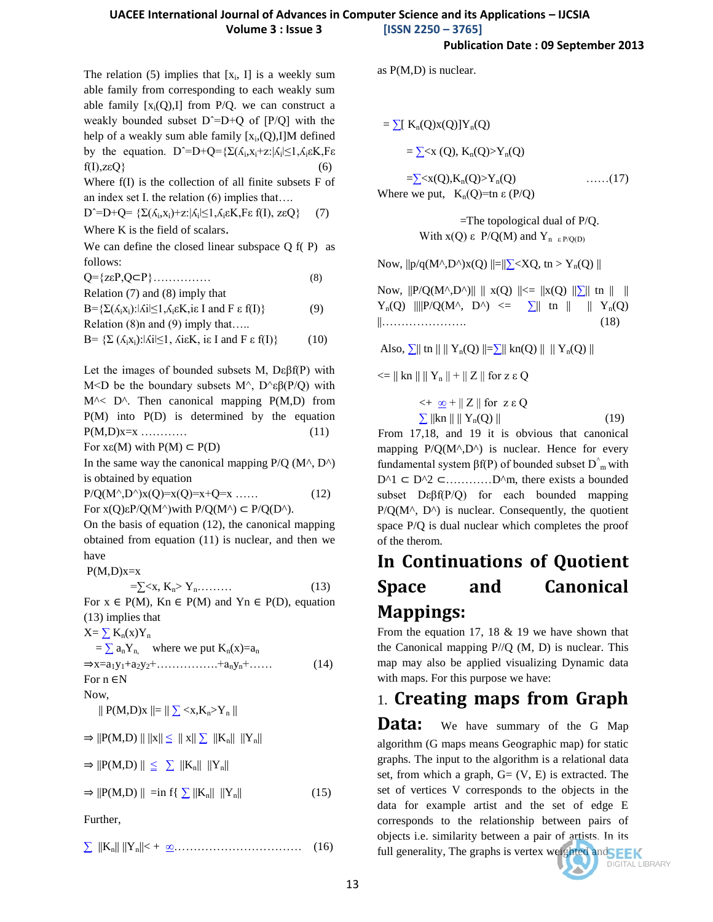The relation (5) implies that $[x_i, I]$ is a weekly sum able family from corresponding to each weakly sum able family $[x_i(Q),I]$ from P/Q. we can construct a weakly bounded subset $D^{\hat{}}=D+Q$ of [P/Q] with the help of a weakly sum able family $[x_i,(Q),I]M$ defined by the equation. $D^{\hat{}}=D+Q=\{\Sigma(\lambda_i,x_i+z:|\lambda_i|\leq 1,\lambda_i \varepsilon K,F\varepsilon f(I),z\varepsilon Q\}$ (6)

Where f(I) is the collection of all finite subsets F of an index set I. the relation (6) implies that….

$D^{\hat{}}=D+Q=\{\Sigma(\lambda_i,x_i)+z:|\lambda_i|\leq 1,\lambda_i \varepsilon K,F\varepsilon f(I), z\varepsilon Q\}$ (7)

Where K is the field of scalars.

We can define the closed linear subspace Q f( P) as follows:

$Q=\{z\varepsilon P,Q\subset P\}$…………… (8)

Relation (7) and (8) imply that

$B=\{\Sigma(\lambda_i x_i):|\lambda i|\leq 1,\lambda_i \varepsilon K,i\varepsilon I$ and $F \varepsilon f(I)\}$ (9)

Relation (8)n and (9) imply that…..

$B= \{\Sigma (\lambda_i x_i):|\lambda i|\leq 1, \lambda i\varepsilon K, i\varepsilon I$ and $F \varepsilon f(I)\}$ (10)

Let the images of bounded subsets M, $D\varepsilon\beta f(P)$ with M<D be the boundary subsets M^, $D^{\wedge}\varepsilon\beta(P/Q)$ with M^< D^. Then canonical mapping P(M,D) from P(M) into P(D) is determined by the equation

$P(M,D)x=x$ ………… (11)

For $x\varepsilon(M)$ with $P(M) \subset P(D)$

In the same way the canonical mapping P/Q (M^, D^) is obtained by equation

$P/Q(M^{\wedge},D^{\wedge})x(Q)=x(Q)=x+Q=x$ …… (12)

For $x(Q)\varepsilon P/Q(M^{\wedge})$with $P/Q(M^{\wedge}) \subset P/Q(D^{\wedge})$.

On the basis of equation (12), the canonical mapping obtained from equation (11) is nuclear, and then we have

$P(M,D)x=x$

$=\sum\langle x, K_n\rangle Y_n$……… (13)

For $x \in P(M)$, $Kn \in P(M)$ and $Yn \in P(D)$, equation (13) implies that

$X= \sum K_n(x)Y_n$

$= \sum a_n Y_n$, where we put $K_n(x)=a_n$

$\Rightarrow x=a_1y_1+a_2y_2+\ldots\ldots+a_ny_n+\ldots$ (14)

For $n \in N$

Now,

$\| P(M,D)x \|= \| \sum \langle x,K_n\rangle Y_n \|$

$\Rightarrow \|P(M,D) \| \|x\| \leq \| x\| \sum \|K_n\| \|Y_n\|$

$\Rightarrow \|P(M,D) \| \leq \sum \|K_n\| \|Y_n\|$

$\Rightarrow \|P(M,D) \| =\inf\{ \sum \|K_n\| \|Y_n\|$ (15)

Further,

$\sum \|K_n\| \|Y_n\|< + \infty$…………………………… (16)

as P(M,D) is nuclear.

$= \sum[ K_n(Q)x(Q)]Y_n(Q)$

$= \sum\langle x (Q), K_n(Q)\rangle Y_n(Q)$

$=\sum\langle x(Q),K_n(Q)\rangle Y_n(Q)$ ……(17)

Where we put, $K_n(Q)=tn \varepsilon (P/Q)$

=The topological dual of P/Q.

With $x(Q) \varepsilon P/Q(M)$ and $Y_n \varepsilon_{P/Q(D)}$

Now, $\|p/q(M^{\wedge},D^{\wedge})x(Q) \|=\|\sum\langle XQ, tn \rangle Y_n(Q) \|$

Now, $\|P/Q(M^{\wedge},D^{\wedge})\| \| x(Q) \|\leq \|x(Q) \|\sum\| tn \| \| Y_n(Q) \|\|P/Q(M^{\wedge}, D^{\wedge}) \leq \sum\| tn \| \| Y_n(Q) \|$…………………. (18)

Also, $\sum\| tn \| \| Y_n(Q) \|=\sum\| kn(Q) \| \| Y_n(Q) \|$

$\leq \| kn \| \| Y_n \| + \| Z \|$ for $z \varepsilon Q$

$<+ \infty + \| Z \|$ for $z \varepsilon Q$

$\sum \|kn \| \| Y_n(Q) \|$ (19)

From 17,18, and 19 it is obvious that canonical mapping $P/Q(M^{\wedge},D^{\wedge})$ is nuclear. Hence for every fundamental system $\beta f(P)$ of bounded subset $D^{\wedge}_m$ with $D^{\wedge}1 \subset D^{\wedge}2 \subset$…………$D^{\wedge}m$, there exists a bounded subset $D\varepsilon\beta f(P/Q)$ for each bounded mapping P/Q(M^, D^) is nuclear. Consequently, the quotient space P/Q is dual nuclear which completes the proof of the therom.

# In Continuations of Quotient Space and Canonical Mappings:

From the equation 17, 18 & 19 we have shown that the Canonical mapping P//Q (M, D) is nuclear. This map may also be applied visualizing Dynamic data with maps. For this purpose we have:

## 1. Creating maps from Graph Data:

We have summary of the G Map algorithm (G maps means Geographic map) for static graphs. The input to the algorithm is a relational data set, from which a graph, G= (V, E) is extracted. The set of vertices V corresponds to the objects in the data for example artist and the set of edge E corresponds to the relationship between pairs of objects i.e. similarity between a pair of artists. In its full generality, The graphs is vertex weighted and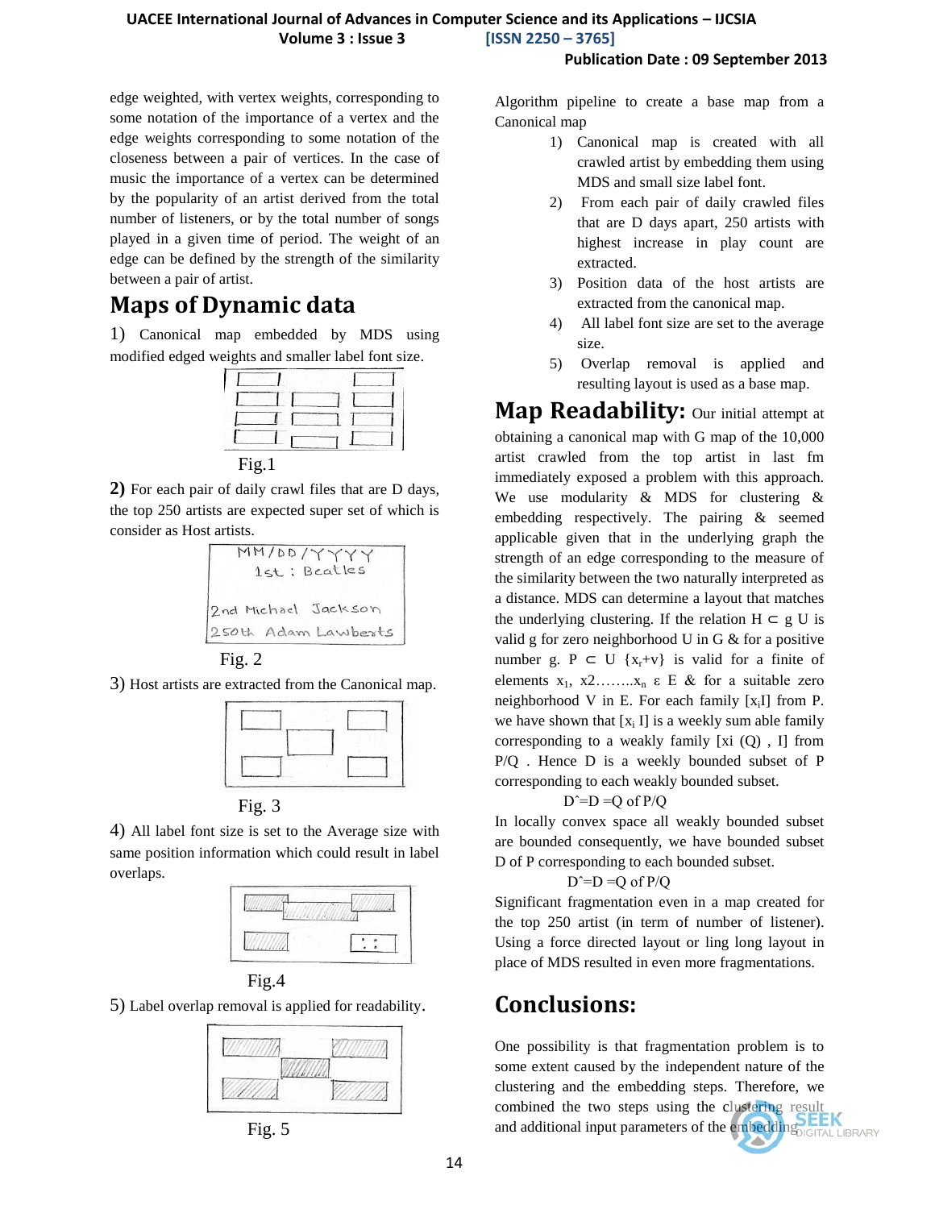edge weighted, with vertex weights, corresponding to some notation of the importance of a vertex and the edge weights corresponding to some notation of the closeness between a pair of vertices. In the case of music the importance of a vertex can be determined by the popularity of an artist derived from the total number of listeners, or by the total number of songs played in a given time of period. The weight of an edge can be defined by the strength of the similarity between a pair of artist.

## Maps of Dynamic data

1) Canonical map embedded by MDS using modified edged weights and smaller label font size.

Fig.1

**2)** For each pair of daily crawl files that are D days, the top 250 artists are expected super set of which is consider as Host artists.

Fig. 2

3) Host artists are extracted from the Canonical map.

Fig. 3

4) All label font size is set to the Average size with same position information which could result in label overlaps.

Fig.4

5) Label overlap removal is applied for readability.

Fig. 5

Algorithm pipeline to create a base map from a Canonical map

1) Canonical map is created with all crawled artist by embedding them using MDS and small size label font.
2) From each pair of daily crawled files that are D days apart, 250 artists with highest increase in play count are extracted.
3) Position data of the host artists are extracted from the canonical map.
4) All label font size are set to the average size.
5) Overlap removal is applied and resulting layout is used as a base map.

**Map Readability:** Our initial attempt at obtaining a canonical map with G map of the 10,000 artist crawled from the top artist in last fm immediately exposed a problem with this approach. We use modularity & MDS for clustering & embedding respectively. The pairing & seemed applicable given that in the underlying graph the strength of an edge corresponding to the measure of the similarity between the two naturally interpreted as a distance. MDS can determine a layout that matches the underlying clustering. If the relation $H \subset g$ U is valid g for zero neighborhood U in G & for a positive number g. $P \subset U \{x_r+v\}$ is valid for a finite of elements $x_1$, $x2\ldots\ldots x_n$ $\varepsilon$ E & for a suitable zero neighborhood V in E. For each family $[x_i I]$ from P. we have shown that $[x_i I]$ is a weekly sum able family corresponding to a weakly family [xi (Q) , I] from P/Q . Hence D is a weekly bounded subset of P corresponding to each weakly bounded subset.

$$\hat{D}=D=Q \text{ of } P/Q$$

In locally convex space all weakly bounded subset are bounded consequently, we have bounded subset D of P corresponding to each bounded subset.

$$\hat{D}=D=Q \text{ of } P/Q$$

Significant fragmentation even in a map created for the top 250 artist (in term of number of listener). Using a force directed layout or ling long layout in place of MDS resulted in even more fragmentations.

## Conclusions:

One possibility is that fragmentation problem is to some extent caused by the independent nature of the clustering and the embedding steps. Therefore, we combined the two steps using the clustering result and additional input parameters of the embedding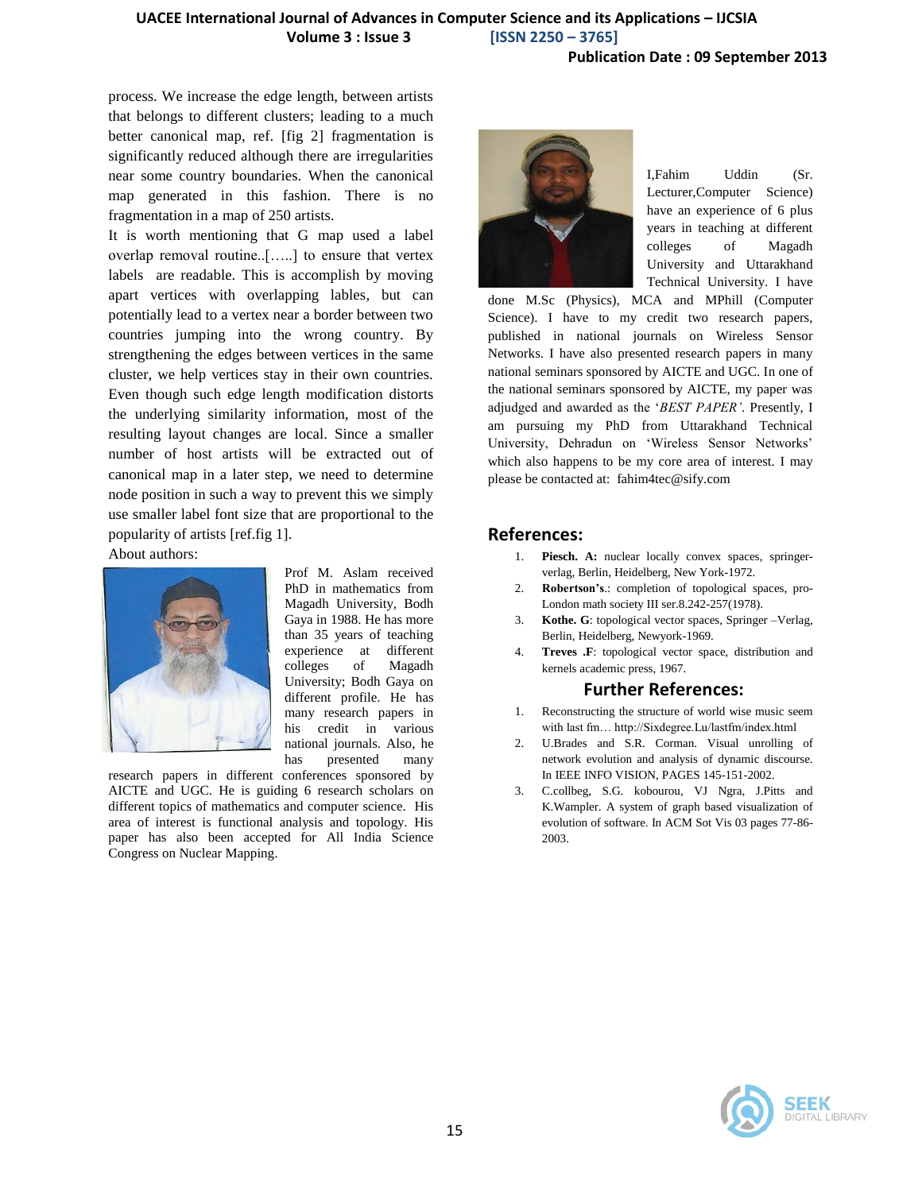process. We increase the edge length, between artists that belongs to different clusters; leading to a much better canonical map, ref. [fig 2] fragmentation is significantly reduced although there are irregularities near some country boundaries. When the canonical map generated in this fashion. There is no fragmentation in a map of 250 artists.

It is worth mentioning that G map used a label overlap removal routine..[…..] to ensure that vertex labels are readable. This is accomplish by moving apart vertices with overlapping lables, but can potentially lead to a vertex near a border between two countries jumping into the wrong country. By strengthening the edges between vertices in the same cluster, we help vertices stay in their own countries. Even though such edge length modification distorts the underlying similarity information, most of the resulting layout changes are local. Since a smaller number of host artists will be extracted out of canonical map in a later step, we need to determine node position in such a way to prevent this we simply use smaller label font size that are proportional to the popularity of artists [ref.fig 1].

About authors:

Prof M. Aslam received PhD in mathematics from Magadh University, Bodh Gaya in 1988. He has more than 35 years of teaching experience at different colleges of Magadh University; Bodh Gaya on different profile. He has many research papers in his credit in various national journals. Also, he has presented many research papers in different conferences sponsored by AICTE and UGC. He is guiding 6 research scholars on different topics of mathematics and computer science. His area of interest is functional analysis and topology. His paper has also been accepted for All India Science Congress on Nuclear Mapping.

I,Fahim Uddin (Sr. Lecturer,Computer Science) have an experience of 6 plus years in teaching at different colleges of Magadh University and Uttarakhand Technical University. I have done M.Sc (Physics), MCA and MPhill (Computer Science). I have to my credit two research papers, published in national journals on Wireless Sensor Networks. I have also presented research papers in many national seminars sponsored by AICTE and UGC. In one of the national seminars sponsored by AICTE, my paper was adjudged and awarded as the '*BEST PAPER'*. Presently, I am pursuing my PhD from Uttarakhand Technical University, Dehradun on 'Wireless Sensor Networks' which also happens to be my core area of interest. I may please be contacted at: fahim4tec@sify.com

## References:

1. **Piesch. A:** nuclear locally convex spaces, springer-verlag, Berlin, Heidelberg, New York-1972.
2. **Robertson's**.: completion of topological spaces, pro-London math society III ser.8.242-257(1978).
3. **Kothe. G**: topological vector spaces, Springer –Verlag, Berlin, Heidelberg, Newyork-1969.
4. **Treves .F**: topological vector space, distribution and kernels academic press, 1967.

## Further References:

1. Reconstructing the structure of world wise music seem with last fm… http://Sixdegree.Lu/lastfm/index.html
2. U.Brades and S.R. Corman. Visual unrolling of network evolution and analysis of dynamic discourse. In IEEE INFO VISION, PAGES 145-151-2002.
3. C.collbeg, S.G. kobourou, VJ Ngra, J.Pitts and K.Wampler. A system of graph based visualization of evolution of software. In ACM Sot Vis 03 pages 77-86-2003.